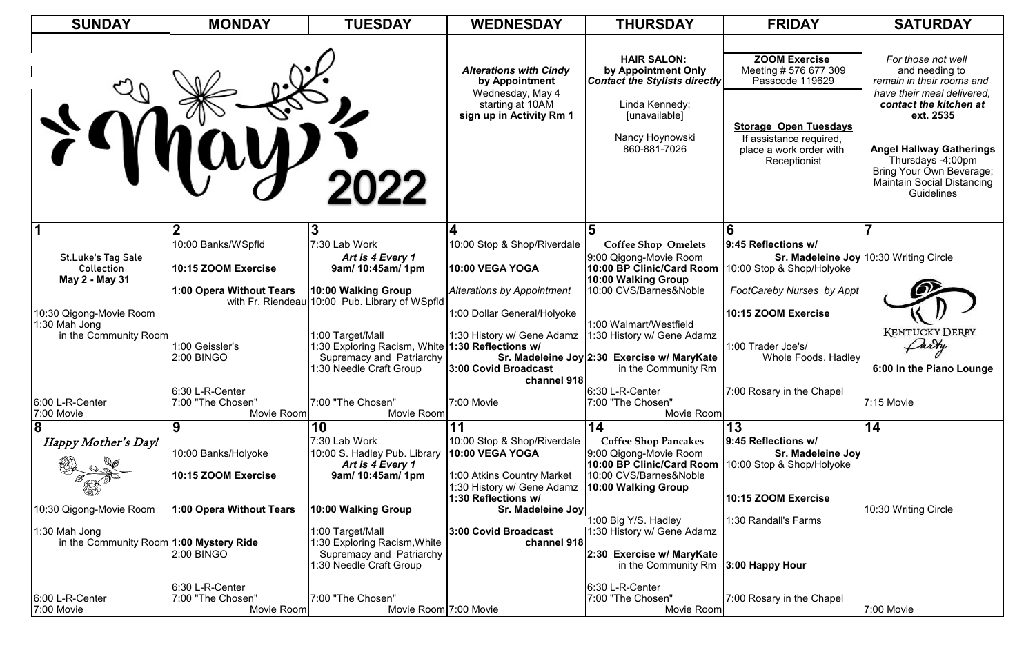# May 2022

| SUNDAY | MONDAY | TUESDAY | WEDNESDAY | THURSDAY | FRIDAY | SATURDAY |
|---|---|---|---|---|---|---|
| | | | ***Alterations with Cindy* by Appointment**<br>Wednesday, May 4 starting at 10AM<br>**sign up in Activity Rm 1** | **HAIR SALON: by Appointment Only *Contact the Stylists directly***<br>Linda Kennedy: [unavailable]<br>Nancy Hoynowski 860-881-7026 | **ZOOM Exercise**<br>Meeting # 576 677 309<br>Passcode 119629<br>**Storage Open Tuesdays**<br>If assistance required, place a work order with Receptionist | *For those not well and needing to remain in their rooms and have their meal delivered,* ***contact the kitchen at ext. 2535***<br>**Angel Hallway Gatherings**<br>Thursdays -4:00pm<br>Bring Your Own Beverage; Maintain Social Distancing Guidelines |
| **1**<br>St.Luke's Tag Sale Collection **May 2 - May 31**<br>10:30 Qigong-Movie Room<br>1:30 Mah Jong in the Community Room<br>6:00 L-R-Center<br>7:00 Movie | **2**<br>10:00 Banks/WSpfld<br>**10:15 ZOOM Exercise**<br>**1:00 Opera Without Tears** with Fr. Riendeau<br>1:00 Geissler's<br>2:00 BINGO<br>6:30 L-R-Center<br>7:00 "The Chosen" Movie Room | **3**<br>7:30 Lab Work<br>***Art is 4 Every 1*** **9am/ 10:45am/ 1pm**<br>**10:00 Walking Group**<br>10:00 Pub. Library of WSpfld<br>1:00 Target/Mall<br>1:30 Exploring Racism, White Supremacy and Patriarchy<br>1:30 Needle Craft Group<br>7:00 "The Chosen" Movie Room | **4**<br>10:00 Stop & Shop/Riverdale<br>**10:00 VEGA YOGA**<br>*Alterations by Appointment*<br>1:00 Dollar General/Holyoke<br>1:30 History w/ Gene Adamz<br>**1:30 Reflections w/ Sr. Madeleine Joy**<br>**3:00 Covid Broadcast channel 918**<br>7:00 Movie | **5**<br>**Coffee Shop Omelets**<br>9:00 Qigong-Movie Room<br>**10:00 BP Clinic/Card Room**<br>**10:00 Walking Group**<br>10:00 CVS/Barnes&Noble<br>1:00 Walmart/Westfield<br>1:30 History w/ Gene Adamz<br>**2:30 Exercise w/ MaryKate** in the Community Rm<br>6:30 L-R-Center<br>7:00 "The Chosen" Movie Room | **6**<br>**9:45 Reflections w/ Sr. Madeleine Joy**<br>10:00 Stop & Shop/Holyoke<br>*FootCareby Nurses by Appt*<br>**10:15 ZOOM Exercise**<br>1:00 Trader Joe's/ Whole Foods, Hadley<br>7:00 Rosary in the Chapel | **7**<br>10:30 Writing Circle<br>KENTUCKY DERBY Party<br>**6:00 In the Piano Lounge**<br>7:15 Movie |
| **8**<br>*Happy Mother's Day!*<br>10:30 Qigong-Movie Room<br>1:30 Mah Jong in the Community Room<br>6:00 L-R-Center<br>7:00 Movie | **9**<br>10:00 Banks/Holyoke<br>**10:15 ZOOM Exercise**<br>**1:00 Opera Without Tears**<br>**1:00 Mystery Ride**<br>2:00 BINGO<br>6:30 L-R-Center<br>7:00 "The Chosen" Movie Room | **10**<br>7:30 Lab Work<br>10:00 S. Hadley Pub. Library<br>***Art is 4 Every 1*** **9am/ 10:45am/ 1pm**<br>**10:00 Walking Group**<br>1:00 Target/Mall<br>1:30 Exploring Racism, White Supremacy and Patriarchy<br>1:30 Needle Craft Group<br>7:00 "The Chosen" Movie Room | **11**<br>10:00 Stop & Shop/Riverdale<br>**10:00 VEGA YOGA**<br>1:00 Atkins Country Market<br>1:30 History w/ Gene Adamz<br>**1:30 Reflections w/ Sr. Madeleine Joy**<br>**3:00 Covid Broadcast channel 918**<br>7:00 Movie | **14**<br>**Coffee Shop Pancakes**<br>9:00 Qigong-Movie Room<br>**10:00 BP Clinic/Card Room**<br>10:00 CVS/Barnes&Noble<br>**10:00 Walking Group**<br>1:00 Big Y/S. Hadley<br>1:30 History w/ Gene Adamz<br>**2:30 Exercise w/ MaryKate** in the Community Rm<br>6:30 L-R-Center<br>7:00 "The Chosen" Movie Room | **13**<br>**9:45 Reflections w/ Sr. Madeleine Joy**<br>10:00 Stop & Shop/Holyoke<br>**10:15 ZOOM Exercise**<br>1:30 Randall's Farms<br>**3:00 Happy Hour**<br>7:00 Rosary in the Chapel | **14**<br>10:30 Writing Circle<br>7:00 Movie |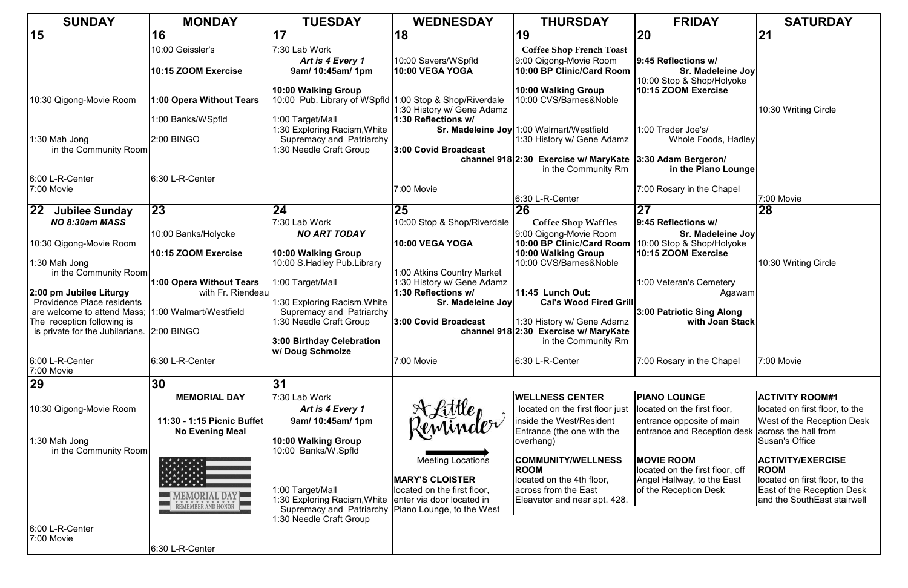| SUNDAY | MONDAY | TUESDAY | WEDNESDAY | THURSDAY | FRIDAY | SATURDAY |
|---|---|---|---|---|---|---|
| **15**<br><br>10:30 Qigong-Movie Room<br><br>1:30 Mah Jong in the Community Room<br><br>6:00 L-R-Center<br>7:00 Movie | **16**<br>10:00 Geissler's<br><br>**10:15 ZOOM Exercise**<br><br>**1:00 Opera Without Tears**<br><br>1:00 Banks/WSpfld<br><br>2:00 BINGO<br><br>6:30 L-R-Center | **17**<br>7:30 Lab Work<br>***Art is 4 Every 1***<br>**9am/ 10:45am/ 1pm**<br><br>**10:00 Walking Group**<br>10:00 Pub. Library of WSpfld<br><br>1:00 Target/Mall<br>1:30 Exploring Racism, White Supremacy and Patriarchy<br>1:30 Needle Craft Group | **18**<br>10:00 Savers/WSpfld<br>**10:00 VEGA YOGA**<br><br>1:00 Stop & Shop/Riverdale<br>1:30 History w/ Gene Adamz<br>**1:30 Reflections w/ Sr. Madeleine Joy**<br><br>**3:00 Covid Broadcast channel 918**<br><br>7:00 Movie | **19**<br>**Coffee Shop French Toast**<br>9:00 Qigong-Movie Room<br>**10:00 BP Clinic/Card Room**<br><br>**10:00 Walking Group**<br>10:00 CVS/Barnes&Noble<br><br>1:00 Walmart/Westfield<br>1:30 History w/ Gene Adamz<br>**2:30 Exercise w/ MaryKate** in the Community Rm<br><br>6:30 L-R-Center | **20**<br><br>**9:45 Reflections w/ Sr. Madeleine Joy**<br>10:00 Stop & Shop/Holyoke<br>**10:15 ZOOM Exercise**<br><br>1:00 Trader Joe's/ Whole Foods, Hadley<br><br>**3:30 Adam Bergeron/ in the Piano Lounge**<br><br>7:00 Rosary in the Chapel | **21**<br><br>10:30 Writing Circle<br><br>7:00 Movie |
| **22 Jubilee Sunday**<br>***NO 8:30am MASS***<br><br>10:30 Qigong-Movie Room<br><br>1:30 Mah Jong in the Community Room<br><br>**2:00 pm Jubilee Liturgy**<br>Providence Place residents are welcome to attend Mass; The reception following is is private for the Jubilarians.<br><br>6:00 L-R-Center<br>7:00 Movie | **23**<br><br>10:00 Banks/Holyoke<br><br>**10:15 ZOOM Exercise**<br><br>**1:00 Opera Without Tears** with Fr. Riendeau<br>1:00 Walmart/Westfield<br>2:00 BINGO<br><br>6:30 L-R-Center | **24**<br>7:30 Lab Work<br>***NO ART TODAY***<br><br>**10:00 Walking Group**<br>10:00 S.Hadley Pub.Library<br><br>1:00 Target/Mall<br><br>1:30 Exploring Racism, White Supremacy and Patriarchy<br>1:30 Needle Craft Group<br><br>**3:00 Birthday Celebration w/ Doug Schmolze** | **25**<br>10:00 Stop & Shop/Riverdale<br><br>**10:00 VEGA YOGA**<br><br>1:00 Atkins Country Market<br>1:30 History w/ Gene Adamz<br>**1:30 Reflections w/ Sr. Madeleine Joy**<br><br>**3:00 Covid Broadcast channel 918**<br><br>7:00 Movie | **26**<br>**Coffee Shop Waffles**<br>9:00 Qigong-Movie Room<br>**10:00 BP Clinic/Card Room**<br>**10:00 Walking Group**<br>10:00 CVS/Barnes&Noble<br><br>**11:45 Lunch Out: Cal's Wood Fired Grill**<br><br>1:30 History w/ Gene Adamz<br>**2:30 Exercise w/ MaryKate** in the Community Rm<br><br>6:30 L-R-Center | **27**<br>**9:45 Reflections w/ Sr. Madeleine Joy**<br>10:00 Stop & Shop/Holyoke<br>**10:15 ZOOM Exercise**<br><br>1:00 Veteran's Cemetery Agawam<br><br>**3:00 Patriotic Sing Along with Joan Stack**<br><br>7:00 Rosary in the Chapel | **28**<br><br>10:30 Writing Circle<br><br>7:00 Movie |
| **29**<br><br>10:30 Qigong-Movie Room<br><br>1:30 Mah Jong in the Community Room<br><br>6:00 L-R-Center<br>7:00 Movie | **30**<br>**MEMORIAL DAY**<br><br>**11:30 - 1:15 Picnic Buffet**<br>**No Evening Meal**<br><br>MEMORIAL DAY<br>REMEMBER AND HONOR<br><br>6:30 L-R-Center | **31**<br>7:30 Lab Work<br>***Art is 4 Every 1***<br>**9am/ 10:45am/ 1pm**<br><br>**10:00 Walking Group**<br>10:00 Banks/W.Spfld<br><br>1:00 Target/Mall<br>1:30 Exploring Racism, White Supremacy and Patriarchy<br>1:30 Needle Craft Group | A Little Reminder<br><br>Meeting Locations<br><br>**MARY'S CLOISTER**<br>located on the first floor, enter via door located in Piano Lounge, to the West | **WELLNESS CENTER**<br>located on the first floor just inside the West/Resident Entrance (the one with the overhang)<br><br>**COMMUNITY/WELLNESS ROOM**<br>located on the 4th floor, across from the East Eleavator and near apt. 428. | **PIANO LOUNGE**<br>located on the first floor, entrance opposite of main entrance and Reception desk<br><br>**MOVIE ROOM**<br>located on the first floor, off Angel Hallway, to the East of the Reception Desk | **ACTIVITY ROOM#1**<br>located on first floor, to the West of the Reception Desk across the hall from Susan's Office<br><br>**ACTIVITY/EXERCISE ROOM**<br>located on first floor, to the East of the Reception Desk and the SouthEast stairwell |